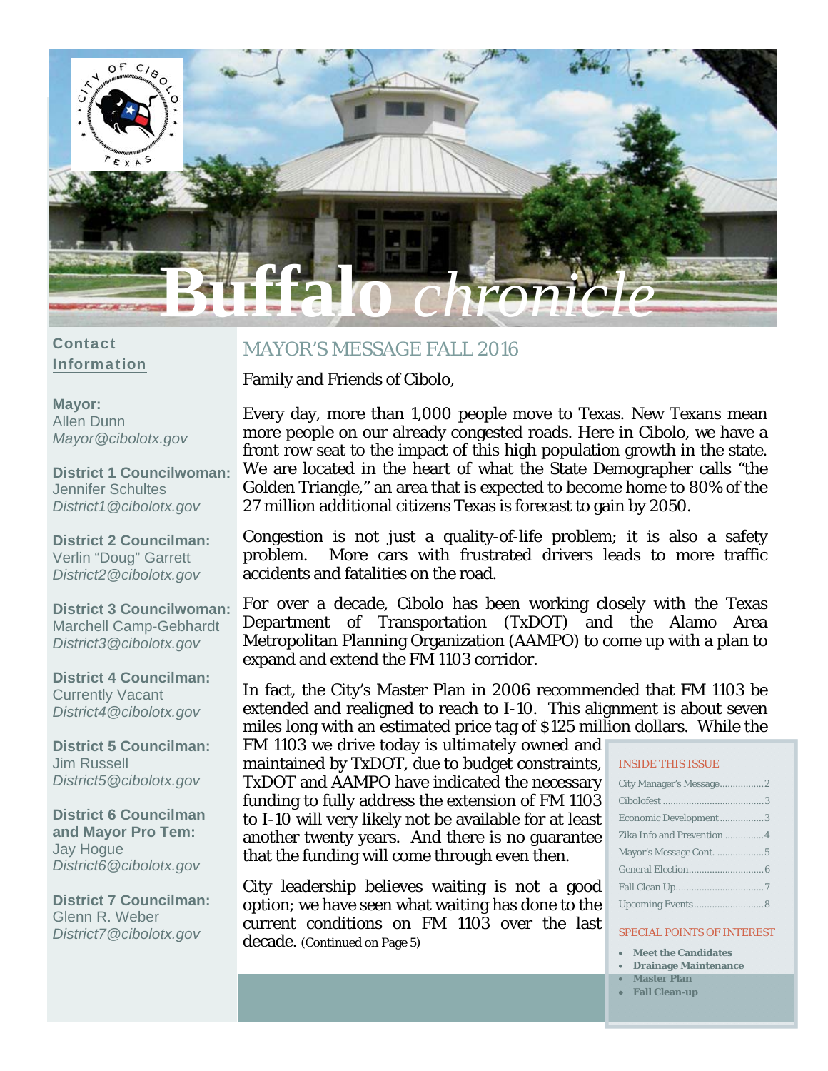# Buffalo *chronicle*

**Contact Information**

**Mayor:**
Allen Dunn
*Mayor@cibolotx.gov*

**District 1 Councilwoman:**
Jennifer Schultes
*District1@cibolotx.gov*

**District 2 Councilman:**
Verlin "Doug" Garrett
*District2@cibolotx.gov*

**District 3 Councilwoman:**
Marchell Camp-Gebhardt
*District3@cibolotx.gov*

**District 4 Councilman:**
Currently Vacant
*District4@cibolotx.gov*

**District 5 Councilman:**
Jim Russell
*District5@cibolotx.gov*

**District 6 Councilman and Mayor Pro Tem:**
Jay Hogue
*District6@cibolotx.gov*

**District 7 Councilman:**
Glenn R. Weber
*District7@cibolotx.gov*

## MAYOR'S MESSAGE FALL 2016

Family and Friends of Cibolo,

Every day, more than 1,000 people move to Texas. New Texans mean more people on our already congested roads. Here in Cibolo, we have a front row seat to the impact of this high population growth in the state. We are located in the heart of what the State Demographer calls "the Golden Triangle," an area that is expected to become home to 80% of the 27 million additional citizens Texas is forecast to gain by 2050.

Congestion is not just a quality-of-life problem; it is also a safety problem. More cars with frustrated drivers leads to more traffic accidents and fatalities on the road.

For over a decade, Cibolo has been working closely with the Texas Department of Transportation (TxDOT) and the Alamo Area Metropolitan Planning Organization (AAMPO) to come up with a plan to expand and extend the FM 1103 corridor.

In fact, the City's Master Plan in 2006 recommended that FM 1103 be extended and realigned to reach to I-10. This alignment is about seven miles long with an estimated price tag of $125 million dollars. While the FM 1103 we drive today is ultimately owned and maintained by TxDOT, due to budget constraints, TxDOT and AAMPO have indicated the necessary funding to fully address the extension of FM 1103 to I-10 will very likely not be available for at least another twenty years. And there is no guarantee that the funding will come through even then.

City leadership believes waiting is not a good option; we have seen what waiting has done to the current conditions on FM 1103 over the last decade. (Continued on Page 5)

### INSIDE THIS ISSUE

- City Manager's Message ........ 2
- Cibolofest ........ 3
- Economic Development ........ 3
- Zika Info and Prevention ........ 4
- Mayor's Message Cont. ........ 5
- General Election ........ 6
- Fall Clean Up ........ 7
- Upcoming Events ........ 8

### SPECIAL POINTS OF INTEREST

- **Meet the Candidates**
- **Drainage Maintenance**
- **Master Plan**
- **Fall Clean-up**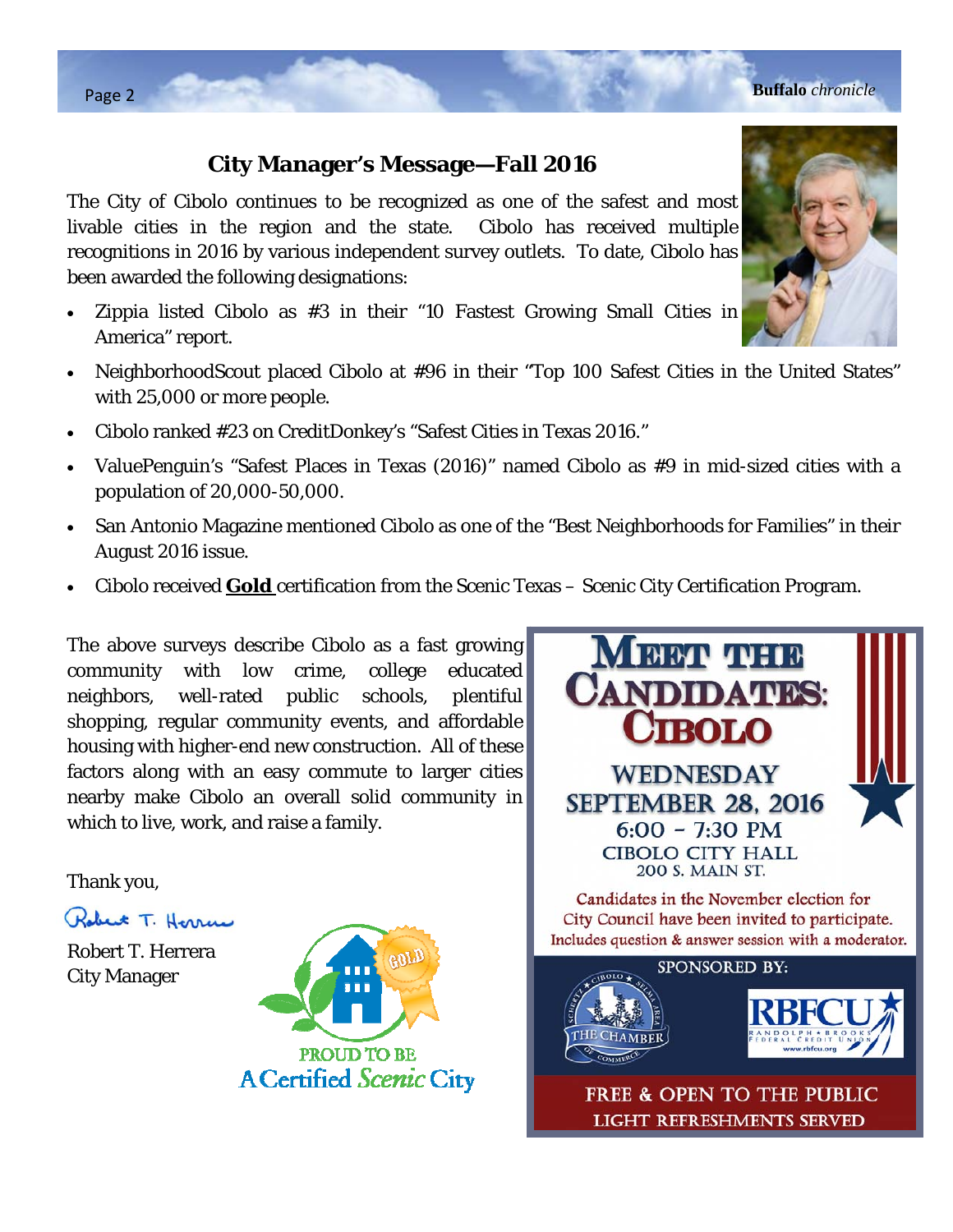## City Manager's Message—Fall 2016

The City of Cibolo continues to be recognized as one of the safest and most livable cities in the region and the state. Cibolo has received multiple recognitions in 2016 by various independent survey outlets. To date, Cibolo has been awarded the following designations:

- Zippia listed Cibolo as #3 in their "10 Fastest Growing Small Cities in America" report.
- NeighborhoodScout placed Cibolo at #96 in their "Top 100 Safest Cities in the United States" with 25,000 or more people.
- Cibolo ranked #23 on CreditDonkey's "Safest Cities in Texas 2016."
- ValuePenguin's "Safest Places in Texas (2016)" named Cibolo as #9 in mid-sized cities with a population of 20,000-50,000.
- San Antonio Magazine mentioned Cibolo as one of the "Best Neighborhoods for Families" in their August 2016 issue.
- Cibolo received **Gold** certification from the Scenic Texas – Scenic City Certification Program.

The above surveys describe Cibolo as a fast growing community with low crime, college educated neighbors, well-rated public schools, plentiful shopping, regular community events, and affordable housing with higher-end new construction. All of these factors along with an easy commute to larger cities nearby make Cibolo an overall solid community in which to live, work, and raise a family.

Thank you,

Robert T. Herrera
City Manager

PROUD TO BE
A Certified Scenic City

## Meet the Candidates: Cibolo

**WEDNESDAY SEPTEMBER 28, 2016**
6:00 – 7:30 PM
CIBOLO CITY HALL
200 S. MAIN ST.

Candidates in the November election for City Council have been invited to participate. Includes question & answer session with a moderator.

SPONSORED BY:

The Chamber — Cibolo • Schertz • Selma Area Chamber of Commerce

RBFCU — Randolph • Brooks Federal Credit Union — www.rbfcu.org

**FREE & OPEN TO THE PUBLIC**
LIGHT REFRESHMENTS SERVED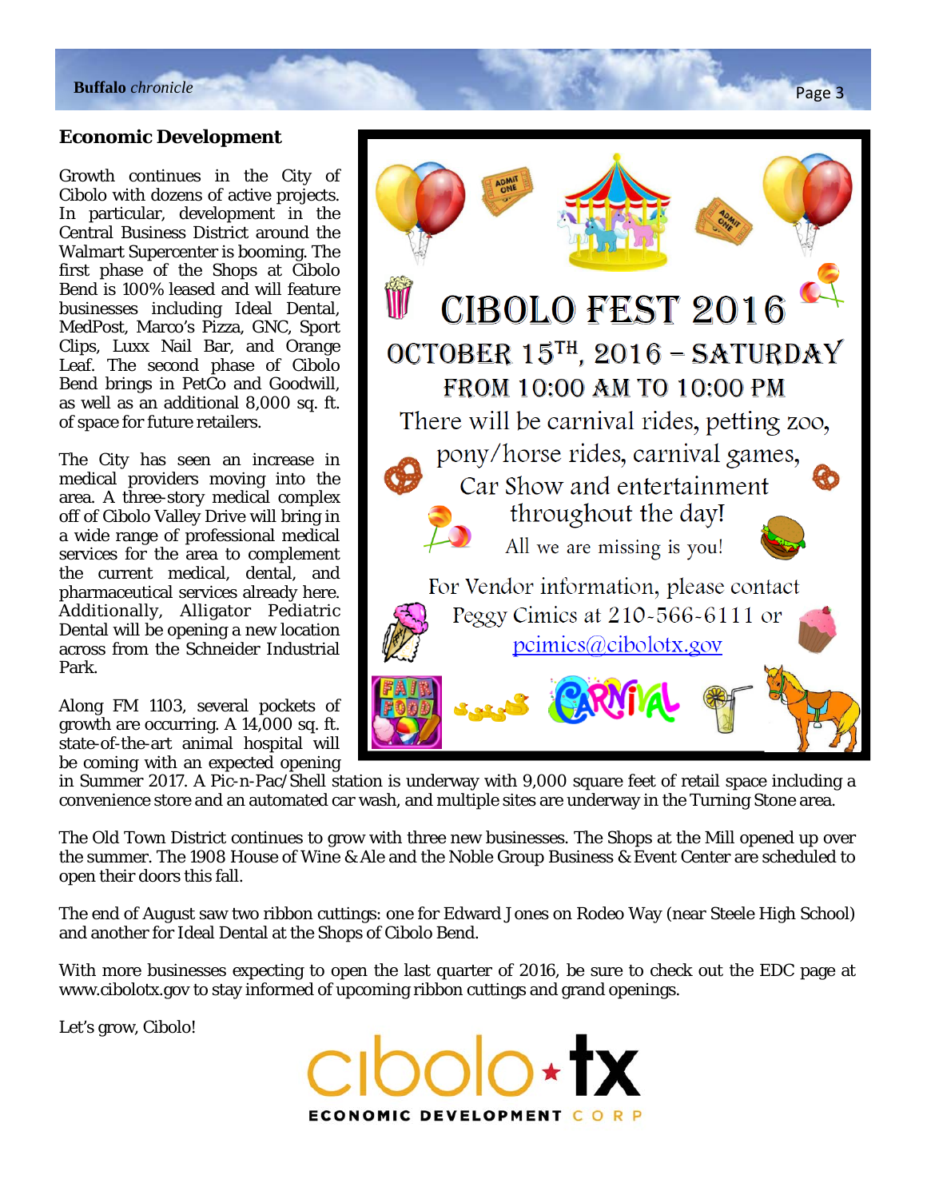## Economic Development

Growth continues in the City of Cibolo with dozens of active projects. In particular, development in the Central Business District around the Walmart Supercenter is booming. The first phase of the Shops at Cibolo Bend is 100% leased and will feature businesses including Ideal Dental, MedPost, Marco's Pizza, GNC, Sport Clips, Luxx Nail Bar, and Orange Leaf. The second phase of Cibolo Bend brings in PetCo and Goodwill, as well as an additional 8,000 sq. ft. of space for future retailers.

The City has seen an increase in medical providers moving into the area. A three-story medical complex off of Cibolo Valley Drive will bring in a wide range of professional medical services for the area to complement the current medical, dental, and pharmaceutical services already here. Additionally, Alligator Pediatric Dental will be opening a new location across from the Schneider Industrial Park.

Along FM 1103, several pockets of growth are occurring. A 14,000 sq. ft. state-of-the-art animal hospital will be coming with an expected opening in Summer 2017. A Pic-n-Pac/Shell station is underway with 9,000 square feet of retail space including a convenience store and an automated car wash, and multiple sites are underway in the Turning Stone area.

The Old Town District continues to grow with three new businesses. The Shops at the Mill opened up over the summer. The 1908 House of Wine & Ale and the Noble Group Business & Event Center are scheduled to open their doors this fall.

The end of August saw two ribbon cuttings: one for Edward Jones on Rodeo Way (near Steele High School) and another for Ideal Dental at the Shops of Cibolo Bend.

With more businesses expecting to open the last quarter of 2016, be sure to check out the EDC page at www.cibolotx.gov to stay informed of upcoming ribbon cuttings and grand openings.

Let's grow, Cibolo!

---

# CIBOLO FEST 2016

**OCTOBER 15TH, 2016 – SATURDAY**

**FROM 10:00 AM TO 10:00 PM**

There will be carnival rides, petting zoo, pony/horse rides, carnival games, Car Show and entertainment throughout the day!

All we are missing is you!

For Vendor information, please contact Peggy Cimics at 210-566-6111 or pcimics@cibolotx.gov

FAIR FOOD · CARNIVAL

---

cibolo ★ tx

ECONOMIC DEVELOPMENT CORP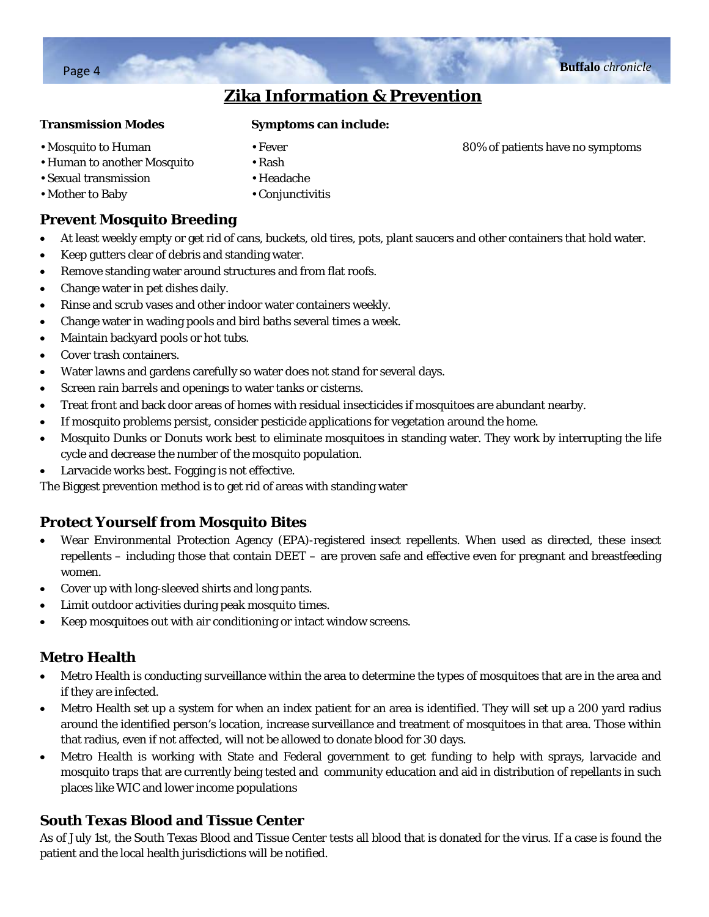## Zika Information & Prevention

**Transmission Modes**

- Mosquito to Human
- Human to another Mosquito
- Sexual transmission
- Mother to Baby

**Symptoms can include:**

- Fever
- Rash
- Headache
- Conjunctivitis

80% of patients have no symptoms

### Prevent Mosquito Breeding

- At least weekly empty or get rid of cans, buckets, old tires, pots, plant saucers and other containers that hold water.
- Keep gutters clear of debris and standing water.
- Remove standing water around structures and from flat roofs.
- Change water in pet dishes daily.
- Rinse and scrub vases and other indoor water containers weekly.
- Change water in wading pools and bird baths several times a week.
- Maintain backyard pools or hot tubs.
- Cover trash containers.
- Water lawns and gardens carefully so water does not stand for several days.
- Screen rain barrels and openings to water tanks or cisterns.
- Treat front and back door areas of homes with residual insecticides if mosquitoes are abundant nearby.
- If mosquito problems persist, consider pesticide applications for vegetation around the home.
- Mosquito Dunks or Donuts work best to eliminate mosquitoes in standing water. They work by interrupting the life cycle and decrease the number of the mosquito population.
- Larvacide works best. Fogging is not effective.

The Biggest prevention method is to get rid of areas with standing water

### Protect Yourself from Mosquito Bites

- Wear Environmental Protection Agency (EPA)-registered insect repellents. When used as directed, these insect repellents – including those that contain DEET – are proven safe and effective even for pregnant and breastfeeding women.
- Cover up with long-sleeved shirts and long pants.
- Limit outdoor activities during peak mosquito times.
- Keep mosquitoes out with air conditioning or intact window screens.

### Metro Health

- Metro Health is conducting surveillance within the area to determine the types of mosquitoes that are in the area and if they are infected.
- Metro Health set up a system for when an index patient for an area is identified. They will set up a 200 yard radius around the identified person's location, increase surveillance and treatment of mosquitoes in that area. Those within that radius, even if not affected, will not be allowed to donate blood for 30 days.
- Metro Health is working with State and Federal government to get funding to help with sprays, larvacide and mosquito traps that are currently being tested and community education and aid in distribution of repellants in such places like WIC and lower income populations

### South Texas Blood and Tissue Center

As of July 1st, the South Texas Blood and Tissue Center tests all blood that is donated for the virus. If a case is found the patient and the local health jurisdictions will be notified.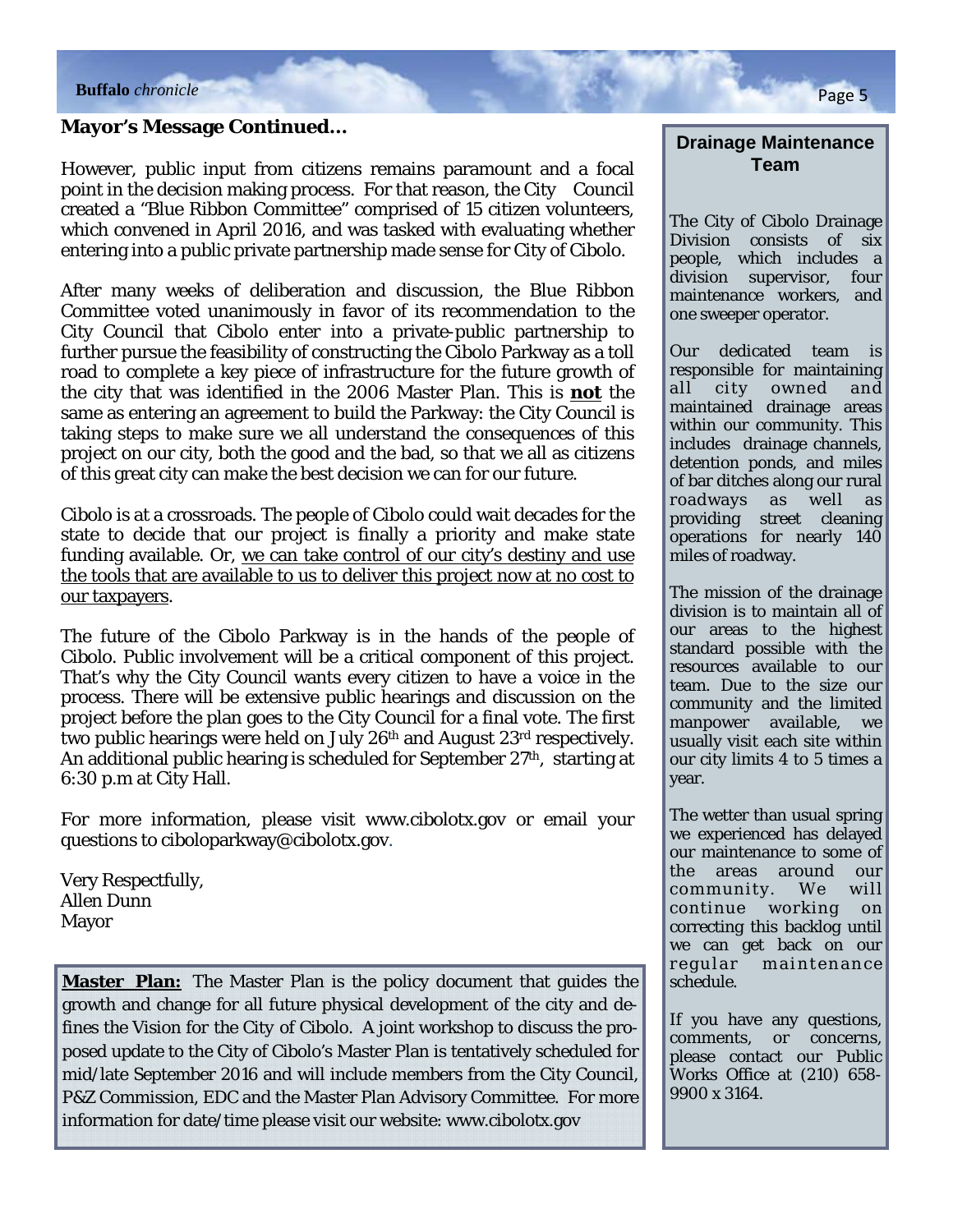**Mayor's Message Continued…**

However, public input from citizens remains paramount and a focal point in the decision making process. For that reason, the City Council created a "Blue Ribbon Committee" comprised of 15 citizen volunteers, which convened in April 2016, and was tasked with evaluating whether entering into a public private partnership made sense for City of Cibolo.

After many weeks of deliberation and discussion, the Blue Ribbon Committee voted unanimously in favor of its recommendation to the City Council that Cibolo enter into a private-public partnership to further pursue the feasibility of constructing the Cibolo Parkway as a toll road to complete a key piece of infrastructure for the future growth of the city that was identified in the 2006 Master Plan. This is **not** the same as entering an agreement to build the Parkway: the City Council is taking steps to make sure we all understand the consequences of this project on our city, both the good and the bad, so that we all as citizens of this great city can make the best decision we can for our future.

Cibolo is at a crossroads. The people of Cibolo could wait decades for the state to decide that our project is finally a priority and make state funding available. Or, <u>we can take control of our city's destiny and use the tools that are available to us to deliver this project now at no cost to our taxpayers</u>.

The future of the Cibolo Parkway is in the hands of the people of Cibolo. Public involvement will be a critical component of this project. That's why the City Council wants every citizen to have a voice in the process. There will be extensive public hearings and discussion on the project before the plan goes to the City Council for a final vote. The first two public hearings were held on July 26th and August 23rd respectively. An additional public hearing is scheduled for September 27th, starting at 6:30 p.m at City Hall.

For more information, please visit www.cibolotx.gov or email your questions to ciboloparkway@cibolotx.gov.

Very Respectfully,
Allen Dunn
Mayor

**Master Plan:** The Master Plan is the policy document that guides the growth and change for all future physical development of the city and defines the Vision for the City of Cibolo. A joint workshop to discuss the proposed update to the City of Cibolo's Master Plan is tentatively scheduled for mid/late September 2016 and will include members from the City Council, P&Z Commission, EDC and the Master Plan Advisory Committee. For more information for date/time please visit our website: www.cibolotx.gov

## Drainage Maintenance Team

The City of Cibolo Drainage Division consists of six people, which includes a division supervisor, four maintenance workers, and one sweeper operator.

Our dedicated team is responsible for maintaining all city owned and maintained drainage areas within our community. This includes drainage channels, detention ponds, and miles of bar ditches along our rural roadways as well as providing street cleaning operations for nearly 140 miles of roadway.

The mission of the drainage division is to maintain all of our areas to the highest standard possible with the resources available to our team. Due to the size our community and the limited manpower available, we usually visit each site within our city limits 4 to 5 times a year.

The wetter than usual spring we experienced has delayed our maintenance to some of the areas around our community. We will continue working on correcting this backlog until we can get back on our regular maintenance schedule.

If you have any questions, comments, or concerns, please contact our Public Works Office at (210) 658-9900 x 3164.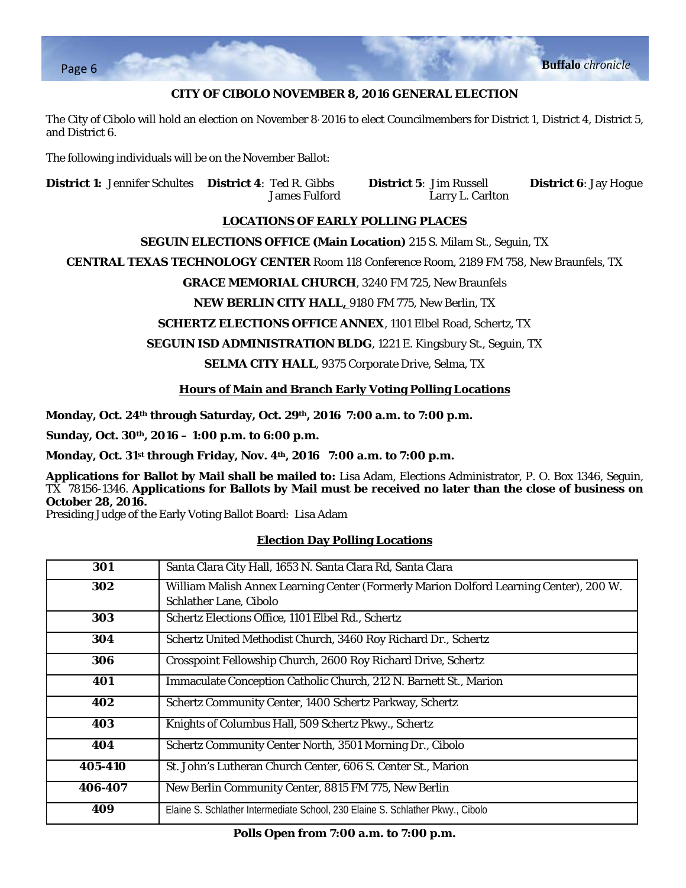## CITY OF CIBOLO NOVEMBER 8, 2016 GENERAL ELECTION

The City of Cibolo will hold an election on November 8, 2016 to elect Councilmembers for District 1, District 4, District 5, and District 6.

The following individuals will be on the November Ballot:

**District 1:** Jennifer Schultes

**District 4**: Ted R. Gibbs, James Fulford

**District 5**: Jim Russell, Larry L. Carlton

**District 6**: Jay Hogue

### LOCATIONS OF EARLY POLLING PLACES

**SEGUIN ELECTIONS OFFICE (Main Location)** 215 S. Milam St., Seguin, TX

**CENTRAL TEXAS TECHNOLOGY CENTER** Room 118 Conference Room, 2189 FM 758, New Braunfels, TX

**GRACE MEMORIAL CHURCH**, 3240 FM 725, New Braunfels

**NEW BERLIN CITY HALL,** 9180 FM 775, New Berlin, TX

**SCHERTZ ELECTIONS OFFICE ANNEX**, 1101 Elbel Road, Schertz, TX

**SEGUIN ISD ADMINISTRATION BLDG**, 1221 E. Kingsbury St., Seguin, TX

**SELMA CITY HALL**, 9375 Corporate Drive, Selma, TX

### Hours of Main and Branch Early Voting Polling Locations

**Monday, Oct. 24th through Saturday, Oct. 29th, 2016 7:00 a.m. to 7:00 p.m.**

**Sunday, Oct. 30th, 2016 – 1:00 p.m. to 6:00 p.m.**

**Monday, Oct. 31st through Friday, Nov. 4th, 2016 7:00 a.m. to 7:00 p.m.**

**Applications for Ballot by Mail shall be mailed to:** Lisa Adam, Elections Administrator, P. O. Box 1346, Seguin, TX 78156-1346. **Applications for Ballots by Mail must be received no later than the close of business on October 28, 2016.**

Presiding Judge of the Early Voting Ballot Board: Lisa Adam

### Election Day Polling Locations

| | |
|---|---|
| **301** | Santa Clara City Hall, 1653 N. Santa Clara Rd, Santa Clara |
| **302** | William Malish Annex Learning Center (Formerly Marion Dolford Learning Center), 200 W. Schlather Lane, Cibolo |
| **303** | Schertz Elections Office, 1101 Elbel Rd., Schertz |
| **304** | Schertz United Methodist Church, 3460 Roy Richard Dr., Schertz |
| **306** | Crosspoint Fellowship Church, 2600 Roy Richard Drive, Schertz |
| **401** | Immaculate Conception Catholic Church, 212 N. Barnett St., Marion |
| **402** | Schertz Community Center, 1400 Schertz Parkway, Schertz |
| **403** | Knights of Columbus Hall, 509 Schertz Pkwy., Schertz |
| **404** | Schertz Community Center North, 3501 Morning Dr., Cibolo |
| **405-410** | St. John's Lutheran Church Center, 606 S. Center St., Marion |
| **406-407** | New Berlin Community Center, 8815 FM 775, New Berlin |
| **409** | Elaine S. Schlather Intermediate School, 230 Elaine S. Schlather Pkwy., Cibolo |

**Polls Open from 7:00 a.m. to 7:00 p.m.**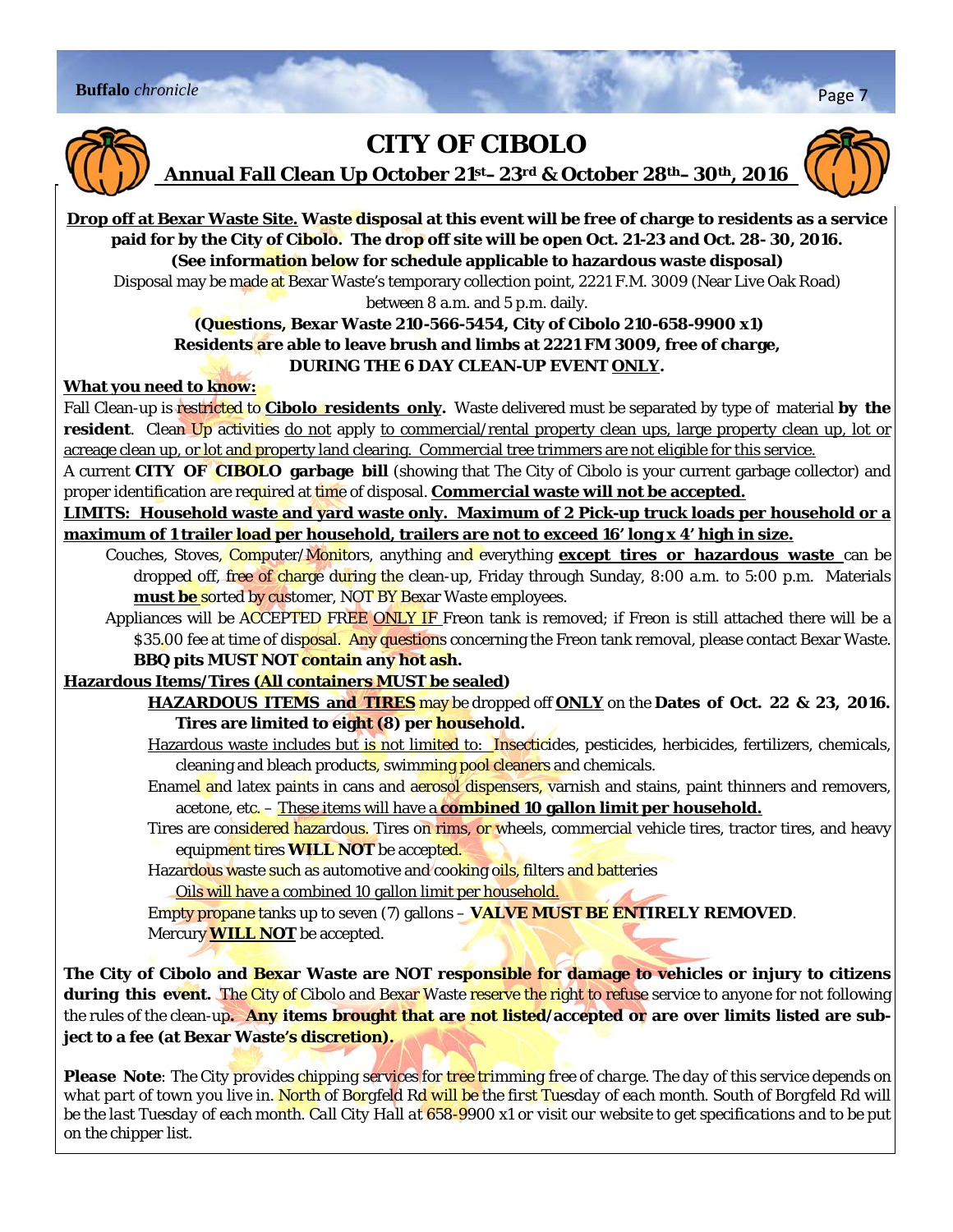# CITY OF CIBOLO

## Annual Fall Clean Up October 21st– 23rd & October 28th– 30th, 2016

**Drop off at Bexar Waste Site. Waste disposal at this event will be free of charge to residents as a service paid for by the City of Cibolo. The drop off site will be open Oct. 21-23 and Oct. 28- 30, 2016. (See information below for schedule applicable to hazardous waste disposal)**

Disposal may be made at Bexar Waste's temporary collection point, 2221 F.M. 3009 (Near Live Oak Road) between 8 a.m. and 5 p.m. daily.

**(Questions, Bexar Waste 210-566-5454, City of Cibolo 210-658-9900 x1)**

**Residents are able to leave brush and limbs at 2221 FM 3009, free of charge, DURING THE 6 DAY CLEAN-UP EVENT ONLY.**

**What you need to know:**

Fall Clean-up is restricted to **Cibolo residents only.** Waste delivered must be separated by type of material **by the resident**. Clean Up activities do not apply to commercial/rental property clean ups, large property clean up, lot or acreage clean up, or lot and property land clearing. Commercial tree trimmers are not eligible for this service.

A current **CITY OF CIBOLO garbage bill** (showing that The City of Cibolo is your current garbage collector) and proper identification are required at time of disposal. **Commercial waste will not be accepted.**

**LIMITS: Household waste and yard waste only. Maximum of 2 Pick-up truck loads per household or a maximum of 1 trailer load per household, trailers are not to exceed 16' long x 4' high in size.**

- Couches, Stoves, Computer/Monitors, anything and everything **except tires or hazardous waste** can be dropped off, free of charge during the clean-up, Friday through Sunday, 8:00 a.m. to 5:00 p.m. Materials **must be** sorted by customer, NOT BY Bexar Waste employees.
- Appliances will be ACCEPTED FREE ONLY IF Freon tank is removed; if Freon is still attached there will be a $35.00 fee at time of disposal. Any questions concerning the Freon tank removal, please contact Bexar Waste. **BBQ pits MUST NOT contain any hot ash.**

**Hazardous Items/Tires (All containers MUST be sealed)**

- **HAZARDOUS ITEMS and TIRES** may be dropped off **ONLY** on the **Dates of Oct. 22 & 23, 2016. Tires are limited to eight (8) per household.**
- Hazardous waste includes but is not limited to: Insecticides, pesticides, herbicides, fertilizers, chemicals, cleaning and bleach products, swimming pool cleaners and chemicals.
- Enamel and latex paints in cans and aerosol dispensers, varnish and stains, paint thinners and removers, acetone, etc. – These items will have a **combined 10 gallon limit per household.**
- Tires are considered hazardous. Tires on rims, or wheels, commercial vehicle tires, tractor tires, and heavy equipment tires **WILL NOT** be accepted.
- Hazardous waste such as automotive and cooking oils, filters and batteries
  Oils will have a combined 10 gallon limit per household.
- Empty propane tanks up to seven (7) gallons – **VALVE MUST BE ENTIRELY REMOVED**.
- Mercury **WILL NOT** be accepted.

**The City of Cibolo and Bexar Waste are NOT responsible for damage to vehicles or injury to citizens during this event.** The City of Cibolo and Bexar Waste reserve the right to refuse service to anyone for not following the rules of the clean-up**. Any items brought that are not listed/accepted or are over limits listed are subject to a fee (at Bexar Waste's discretion).**

***Please Note**: The City provides chipping services for tree trimming free of charge. The day of this service depends on what part of town you live in. North of Borgfeld Rd will be the first Tuesday of each month. South of Borgfeld Rd will be the last Tuesday of each month. Call City Hall at 658-9900 x1 or visit our website to get specifications and to be put on the chipper list.*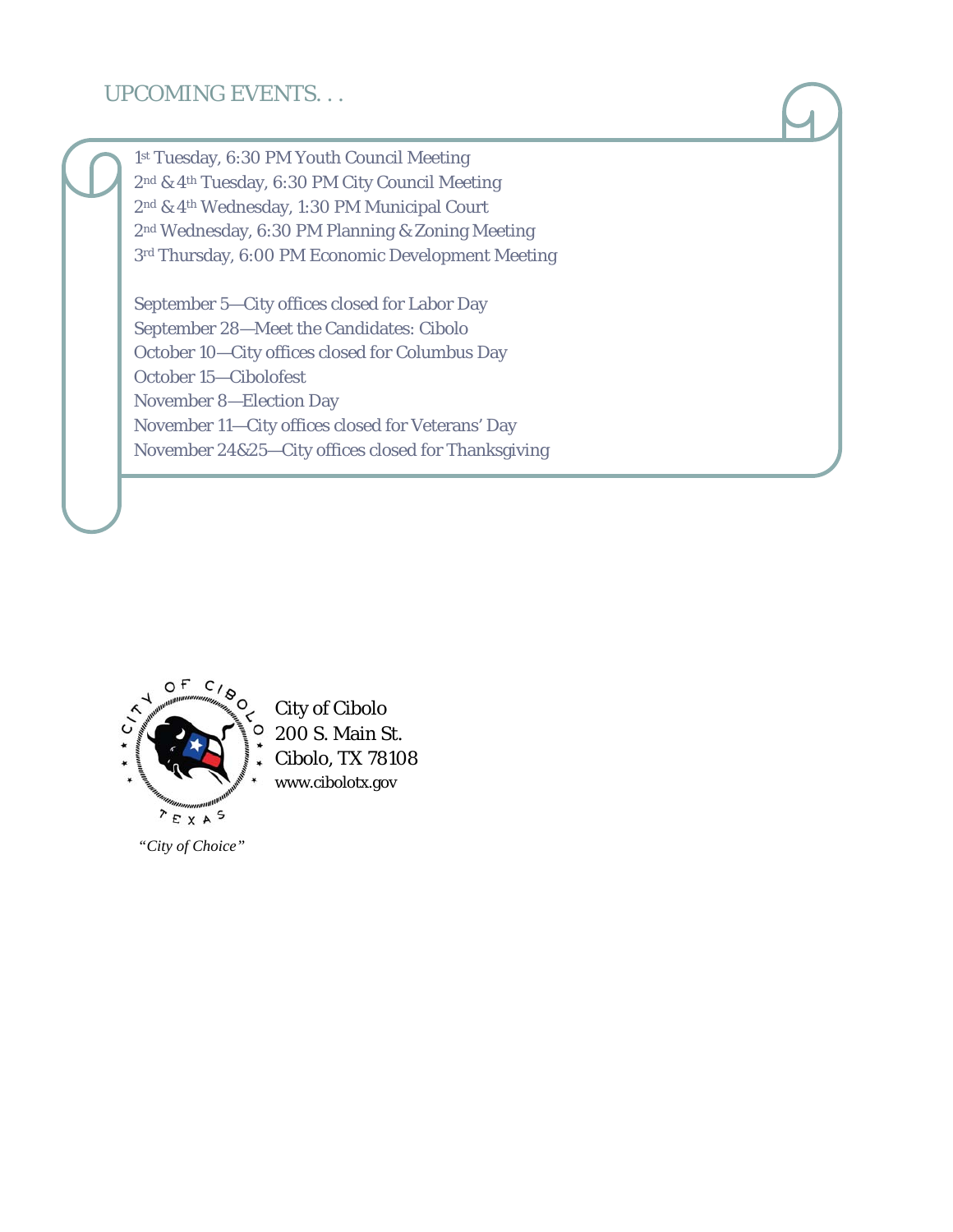## UPCOMING EVENTS. . .

1st Tuesday, 6:30 PM Youth Council Meeting
2nd & 4th Tuesday, 6:30 PM City Council Meeting
2nd & 4th Wednesday, 1:30 PM Municipal Court
2nd Wednesday, 6:30 PM Planning & Zoning Meeting
3rd Thursday, 6:00 PM Economic Development Meeting

September 5—City offices closed for Labor Day
September 28—Meet the Candidates: Cibolo
October 10—City offices closed for Columbus Day
October 15—Cibolofest
November 8—Election Day
November 11—City offices closed for Veterans' Day
November 24&25—City offices closed for Thanksgiving

City of Cibolo
200 S. Main St.
Cibolo, TX 78108
www.cibolotx.gov

*"City of Choice"*